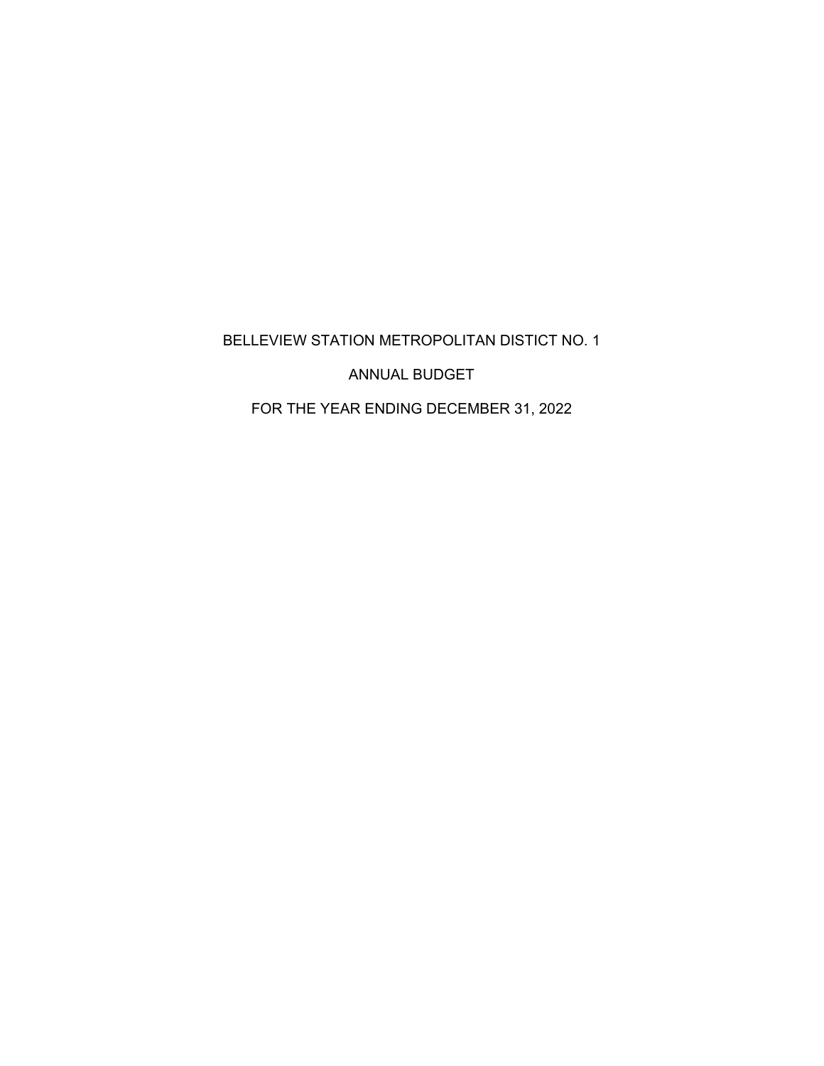# BELLEVIEW STATION METROPOLITAN DISTICT NO. 1

## ANNUAL BUDGET

## FOR THE YEAR ENDING DECEMBER 31, 2022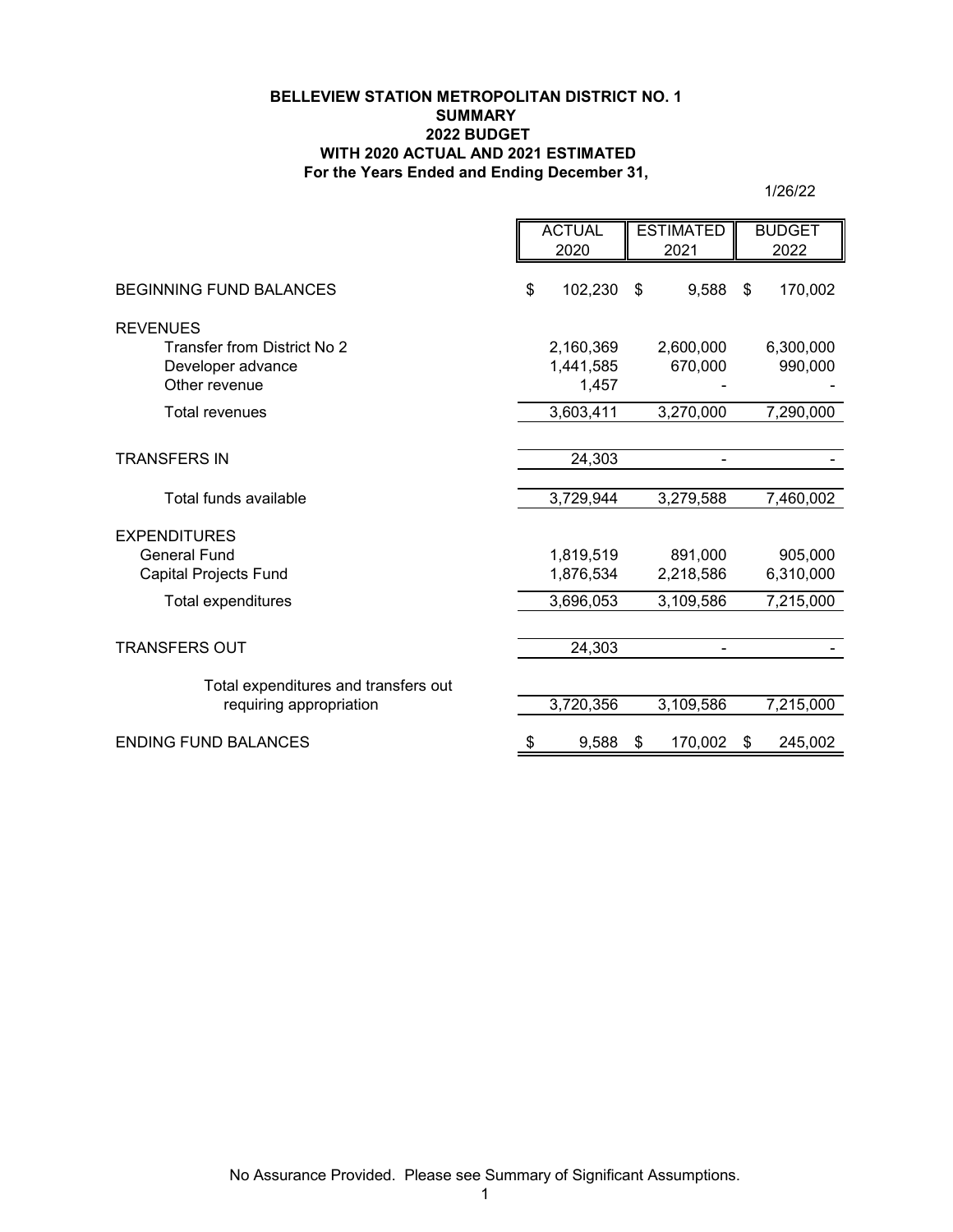**BELLEVIEW STATION METROPOLITAN DISTRICT NO. 1**
**SUMMARY**
**2022 BUDGET**
**WITH 2020 ACTUAL AND 2021 ESTIMATED**
**For the Years Ended and Ending December 31,**

1/26/22

| | ACTUAL 2020 | ESTIMATED 2021 | BUDGET 2022 |
|---|---|---|---|
| BEGINNING FUND BALANCES | $ 102,230 | $ 9,588 | $ 170,002 |
| REVENUES | | | |
| Transfer from District No 2 | 2,160,369 | 2,600,000 | 6,300,000 |
| Developer advance | 1,441,585 | 670,000 | 990,000 |
| Other revenue | 1,457 | - | - |
| Total revenues | 3,603,411 | 3,270,000 | 7,290,000 |
| TRANSFERS IN | 24,303 | - | - |
| Total funds available | 3,729,944 | 3,279,588 | 7,460,002 |
| EXPENDITURES | | | |
| General Fund | 1,819,519 | 891,000 | 905,000 |
| Capital Projects Fund | 1,876,534 | 2,218,586 | 6,310,000 |
| Total expenditures | 3,696,053 | 3,109,586 | 7,215,000 |
| TRANSFERS OUT | 24,303 | - | - |
| Total expenditures and transfers out requiring appropriation | 3,720,356 | 3,109,586 | 7,215,000 |
| ENDING FUND BALANCES | $ 9,588 | $ 170,002 | $ 245,002 |

No Assurance Provided. Please see Summary of Significant Assumptions.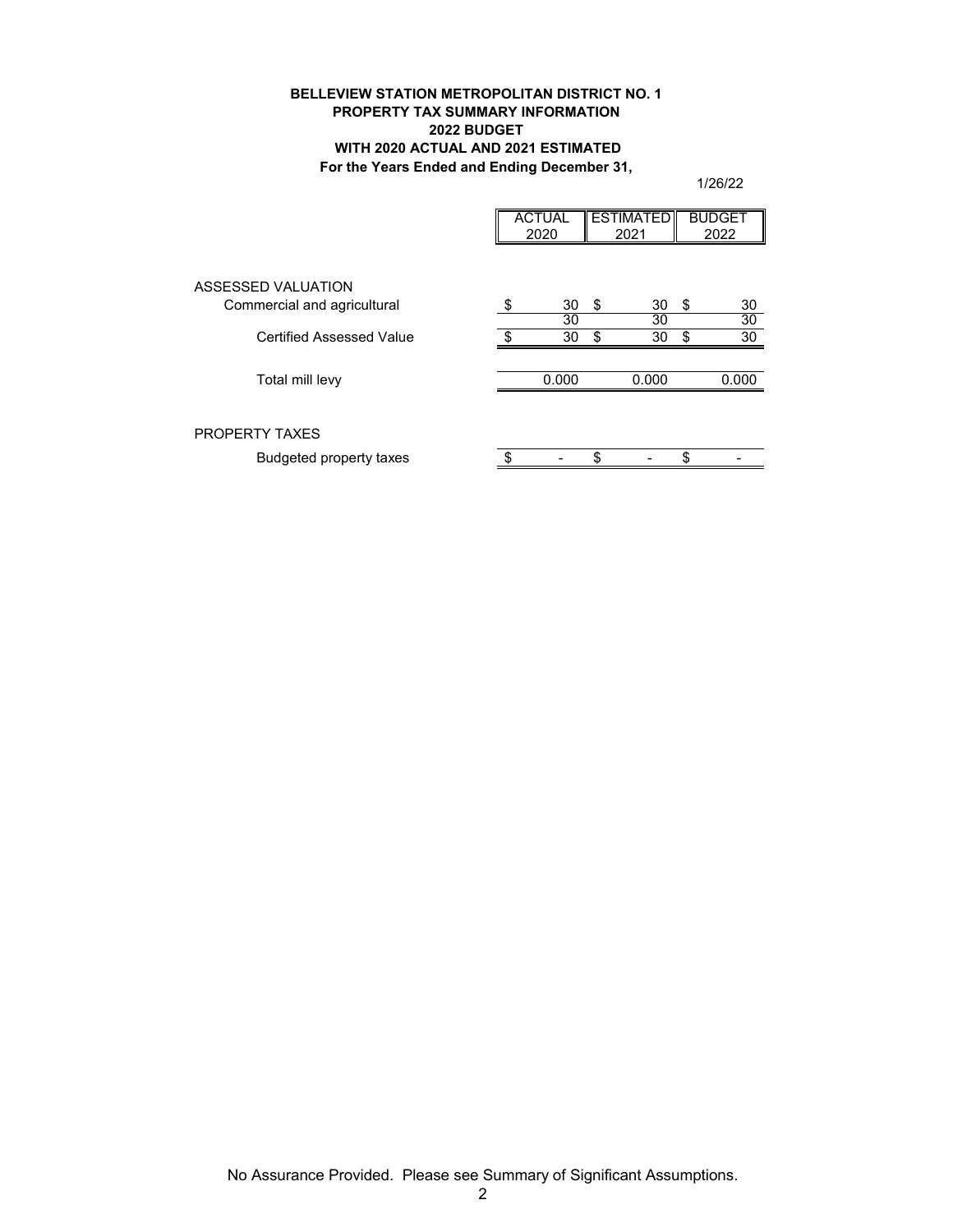**BELLEVIEW STATION METROPOLITAN DISTRICT NO. 1**
**PROPERTY TAX SUMMARY INFORMATION**
**2022 BUDGET**
**WITH 2020 ACTUAL AND 2021 ESTIMATED**
**For the Years Ended and Ending December 31,**

1/26/22

| | ACTUAL 2020 | ESTIMATED 2021 | BUDGET 2022 |
|---|---|---|---|
| ASSESSED VALUATION | | | |
| Commercial and agricultural | $ 30 | $ 30 | $ 30 |
| | 30 | 30 | 30 |
| Certified Assessed Value | $ 30 | $ 30 | $ 30 |
| | | | |
| Total mill levy | 0.000 | 0.000 | 0.000 |
| | | | |
| PROPERTY TAXES | | | |
| Budgeted property taxes | $ - | $ - | $ - |

No Assurance Provided. Please see Summary of Significant Assumptions.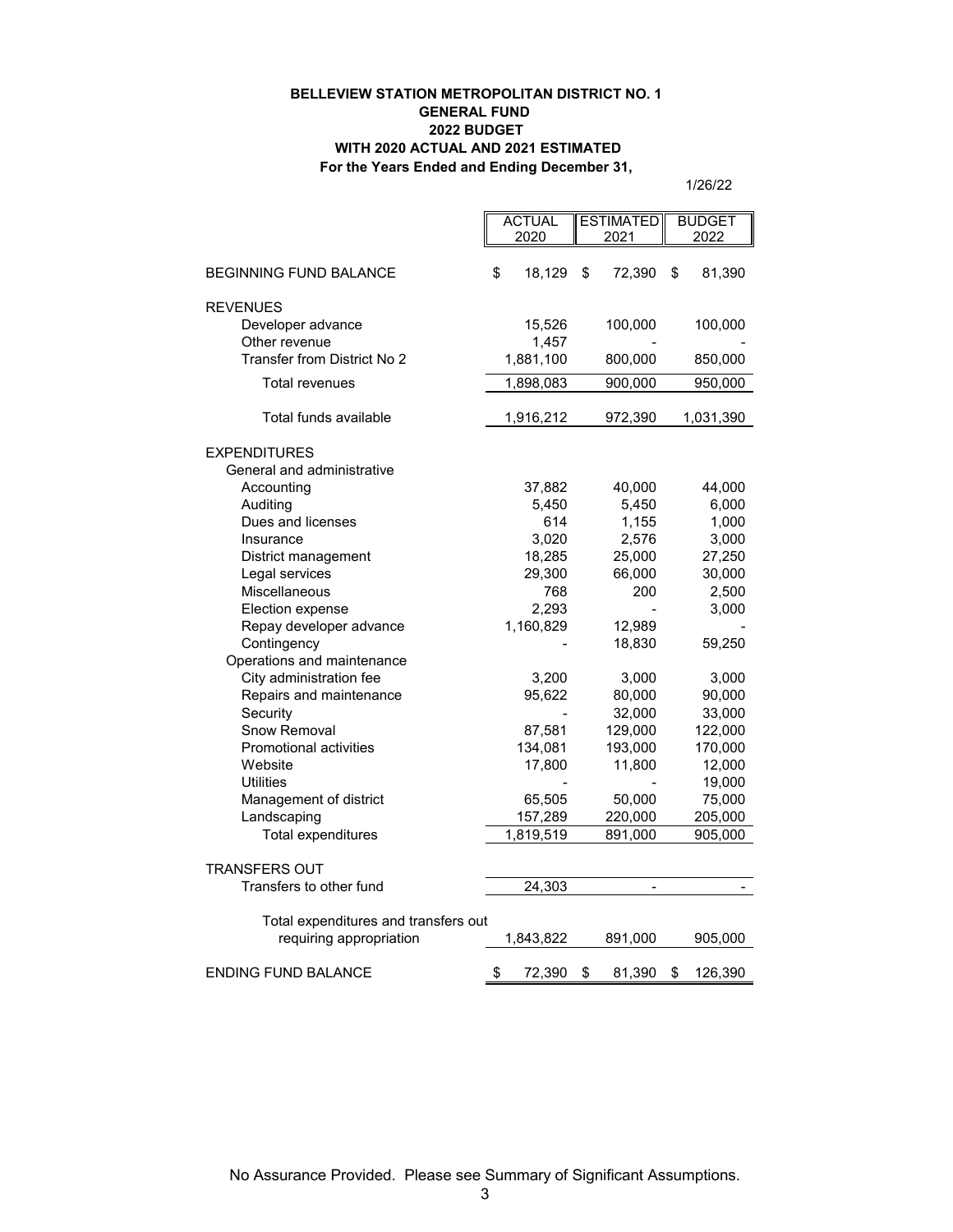**BELLEVIEW STATION METROPOLITAN DISTRICT NO. 1**
**GENERAL FUND**
**2022 BUDGET**
**WITH 2020 ACTUAL AND 2021 ESTIMATED**
**For the Years Ended and Ending December 31,**

1/26/22

| | ACTUAL 2020 | ESTIMATED 2021 | BUDGET 2022 |
|---|---|---|---|
| BEGINNING FUND BALANCE | $ 18,129 | $ 72,390 | $ 81,390 |
| REVENUES | | | |
| Developer advance | 15,526 | 100,000 | 100,000 |
| Other revenue | 1,457 | - | - |
| Transfer from District No 2 | 1,881,100 | 800,000 | 850,000 |
| Total revenues | 1,898,083 | 900,000 | 950,000 |
| Total funds available | 1,916,212 | 972,390 | 1,031,390 |
| EXPENDITURES | | | |
| General and administrative | | | |
| Accounting | 37,882 | 40,000 | 44,000 |
| Auditing | 5,450 | 5,450 | 6,000 |
| Dues and licenses | 614 | 1,155 | 1,000 |
| Insurance | 3,020 | 2,576 | 3,000 |
| District management | 18,285 | 25,000 | 27,250 |
| Legal services | 29,300 | 66,000 | 30,000 |
| Miscellaneous | 768 | 200 | 2,500 |
| Election expense | 2,293 | - | 3,000 |
| Repay developer advance | 1,160,829 | 12,989 | - |
| Contingency | - | 18,830 | 59,250 |
| Operations and maintenance | | | |
| City administration fee | 3,200 | 3,000 | 3,000 |
| Repairs and maintenance | 95,622 | 80,000 | 90,000 |
| Security | - | 32,000 | 33,000 |
| Snow Removal | 87,581 | 129,000 | 122,000 |
| Promotional activities | 134,081 | 193,000 | 170,000 |
| Website | 17,800 | 11,800 | 12,000 |
| Utilities | - | - | 19,000 |
| Management of district | 65,505 | 50,000 | 75,000 |
| Landscaping | 157,289 | 220,000 | 205,000 |
| Total expenditures | 1,819,519 | 891,000 | 905,000 |
| TRANSFERS OUT | | | |
| Transfers to other fund | 24,303 | - | - |
| Total expenditures and transfers out requiring appropriation | 1,843,822 | 891,000 | 905,000 |
| ENDING FUND BALANCE | $ 72,390 | $ 81,390 | $ 126,390 |

No Assurance Provided. Please see Summary of Significant Assumptions.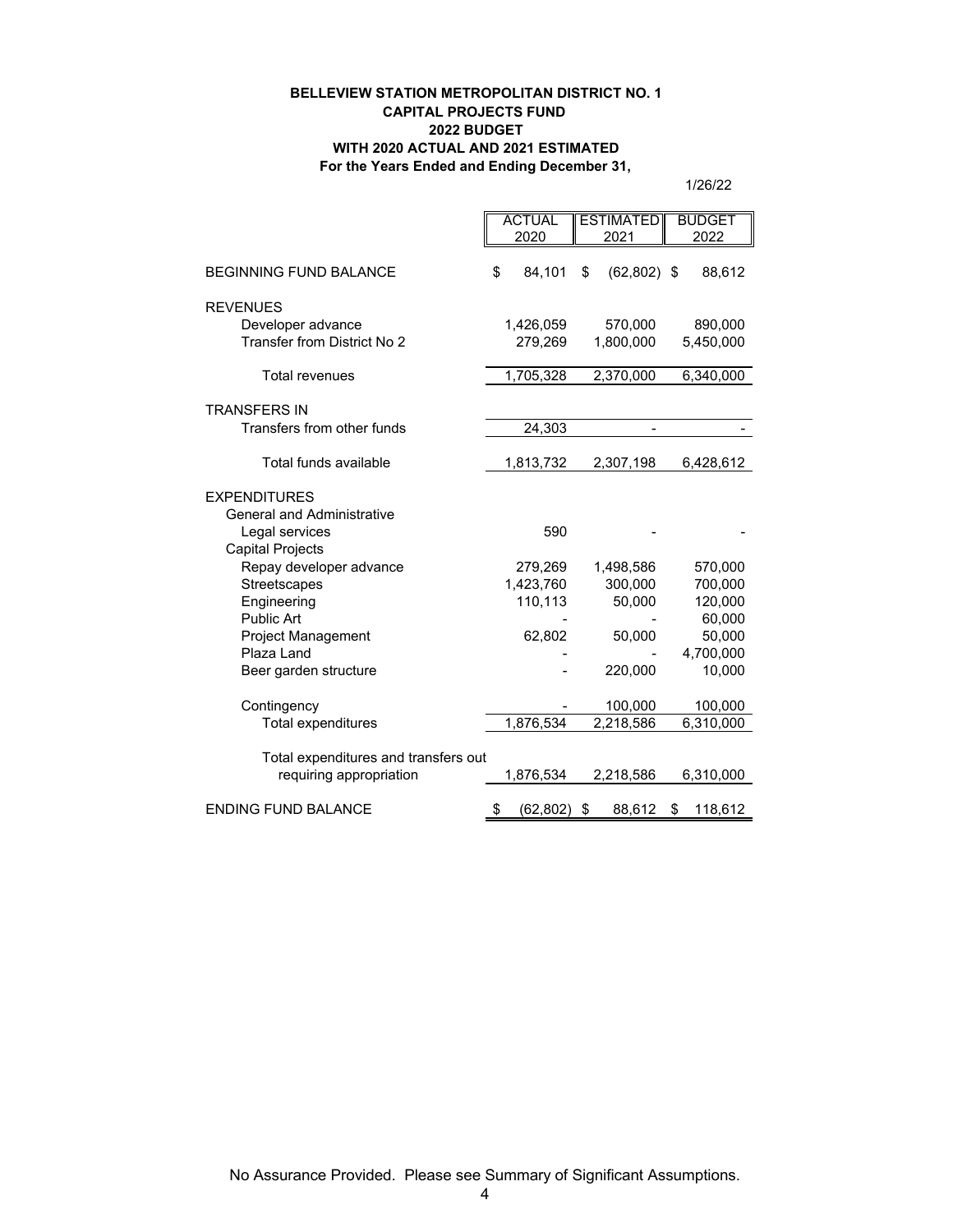**BELLEVIEW STATION METROPOLITAN DISTRICT NO. 1**
**CAPITAL PROJECTS FUND**
**2022 BUDGET**
**WITH 2020 ACTUAL AND 2021 ESTIMATED**
**For the Years Ended and Ending December 31,**

1/26/22

| | ACTUAL 2020 | ESTIMATED 2021 | BUDGET 2022 |
|---|---|---|---|
| BEGINNING FUND BALANCE | $ 84,101 | $ (62,802) | $ 88,612 |
| REVENUES | | | |
| Developer advance | 1,426,059 | 570,000 | 890,000 |
| Transfer from District No 2 | 279,269 | 1,800,000 | 5,450,000 |
| Total revenues | 1,705,328 | 2,370,000 | 6,340,000 |
| TRANSFERS IN | | | |
| Transfers from other funds | 24,303 | - | - |
| Total funds available | 1,813,732 | 2,307,198 | 6,428,612 |
| EXPENDITURES | | | |
| General and Administrative | | | |
| Legal services | 590 | - | - |
| Capital Projects | | | |
| Repay developer advance | 279,269 | 1,498,586 | 570,000 |
| Streetscapes | 1,423,760 | 300,000 | 700,000 |
| Engineering | 110,113 | 50,000 | 120,000 |
| Public Art | - | - | 60,000 |
| Project Management | 62,802 | 50,000 | 50,000 |
| Plaza Land | - | - | 4,700,000 |
| Beer garden structure | - | 220,000 | 10,000 |
| Contingency | - | 100,000 | 100,000 |
| Total expenditures | 1,876,534 | 2,218,586 | 6,310,000 |
| Total expenditures and transfers out requiring appropriation | 1,876,534 | 2,218,586 | 6,310,000 |
| ENDING FUND BALANCE | $ (62,802) | $ 88,612 | $ 118,612 |

No Assurance Provided. Please see Summary of Significant Assumptions.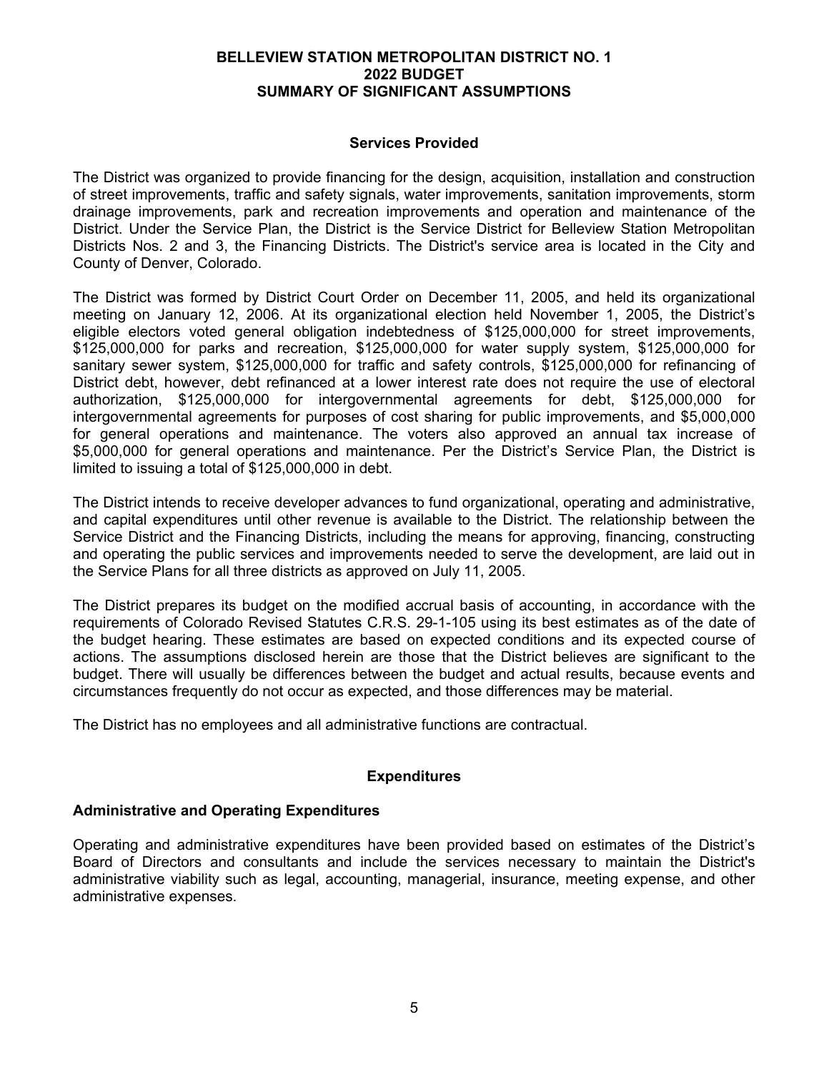**BELLEVIEW STATION METROPOLITAN DISTRICT NO. 1**
**2022 BUDGET**
**SUMMARY OF SIGNIFICANT ASSUMPTIONS**

## Services Provided

The District was organized to provide financing for the design, acquisition, installation and construction of street improvements, traffic and safety signals, water improvements, sanitation improvements, storm drainage improvements, park and recreation improvements and operation and maintenance of the District. Under the Service Plan, the District is the Service District for Belleview Station Metropolitan Districts Nos. 2 and 3, the Financing Districts. The District's service area is located in the City and County of Denver, Colorado.

The District was formed by District Court Order on December 11, 2005, and held its organizational meeting on January 12, 2006. At its organizational election held November 1, 2005, the District's eligible electors voted general obligation indebtedness of $125,000,000 for street improvements, $125,000,000 for parks and recreation, $125,000,000 for water supply system, $125,000,000 for sanitary sewer system, $125,000,000 for traffic and safety controls, $125,000,000 for refinancing of District debt, however, debt refinanced at a lower interest rate does not require the use of electoral authorization, $125,000,000 for intergovernmental agreements for debt, $125,000,000 for intergovernmental agreements for purposes of cost sharing for public improvements, and $5,000,000 for general operations and maintenance. The voters also approved an annual tax increase of $5,000,000 for general operations and maintenance. Per the District's Service Plan, the District is limited to issuing a total of $125,000,000 in debt.

The District intends to receive developer advances to fund organizational, operating and administrative, and capital expenditures until other revenue is available to the District. The relationship between the Service District and the Financing Districts, including the means for approving, financing, constructing and operating the public services and improvements needed to serve the development, are laid out in the Service Plans for all three districts as approved on July 11, 2005.

The District prepares its budget on the modified accrual basis of accounting, in accordance with the requirements of Colorado Revised Statutes C.R.S. 29-1-105 using its best estimates as of the date of the budget hearing. These estimates are based on expected conditions and its expected course of actions. The assumptions disclosed herein are those that the District believes are significant to the budget. There will usually be differences between the budget and actual results, because events and circumstances frequently do not occur as expected, and those differences may be material.

The District has no employees and all administrative functions are contractual.

## Expenditures

### Administrative and Operating Expenditures

Operating and administrative expenditures have been provided based on estimates of the District's Board of Directors and consultants and include the services necessary to maintain the District's administrative viability such as legal, accounting, managerial, insurance, meeting expense, and other administrative expenses.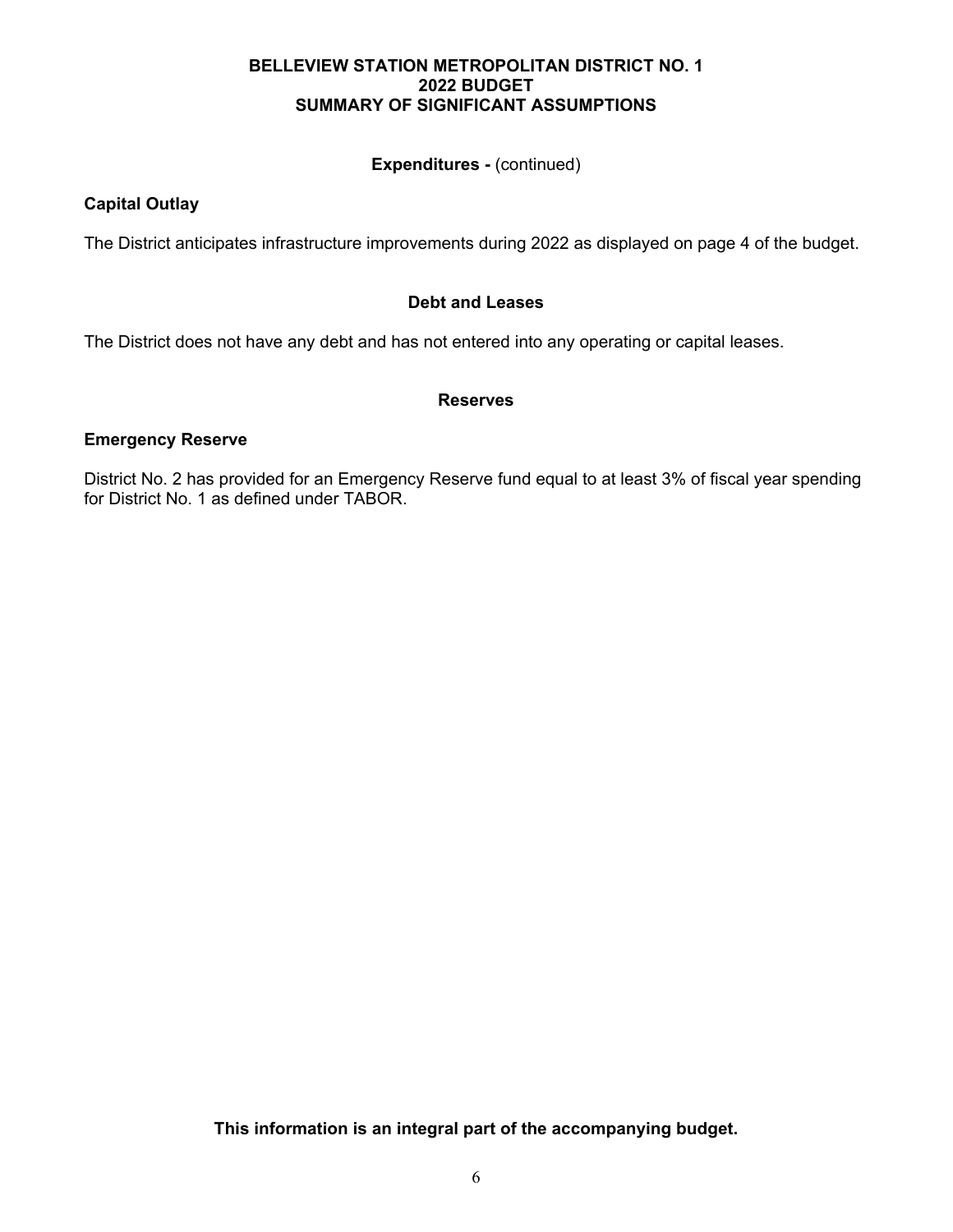# BELLEVIEW STATION METROPOLITAN DISTRICT NO. 1
## 2022 BUDGET
## SUMMARY OF SIGNIFICANT ASSUMPTIONS

**Expenditures -** (continued)

**Capital Outlay**

The District anticipates infrastructure improvements during 2022 as displayed on page 4 of the budget.

**Debt and Leases**

The District does not have any debt and has not entered into any operating or capital leases.

**Reserves**

**Emergency Reserve**

District No. 2 has provided for an Emergency Reserve fund equal to at least 3% of fiscal year spending for District No. 1 as defined under TABOR.

**This information is an integral part of the accompanying budget.**